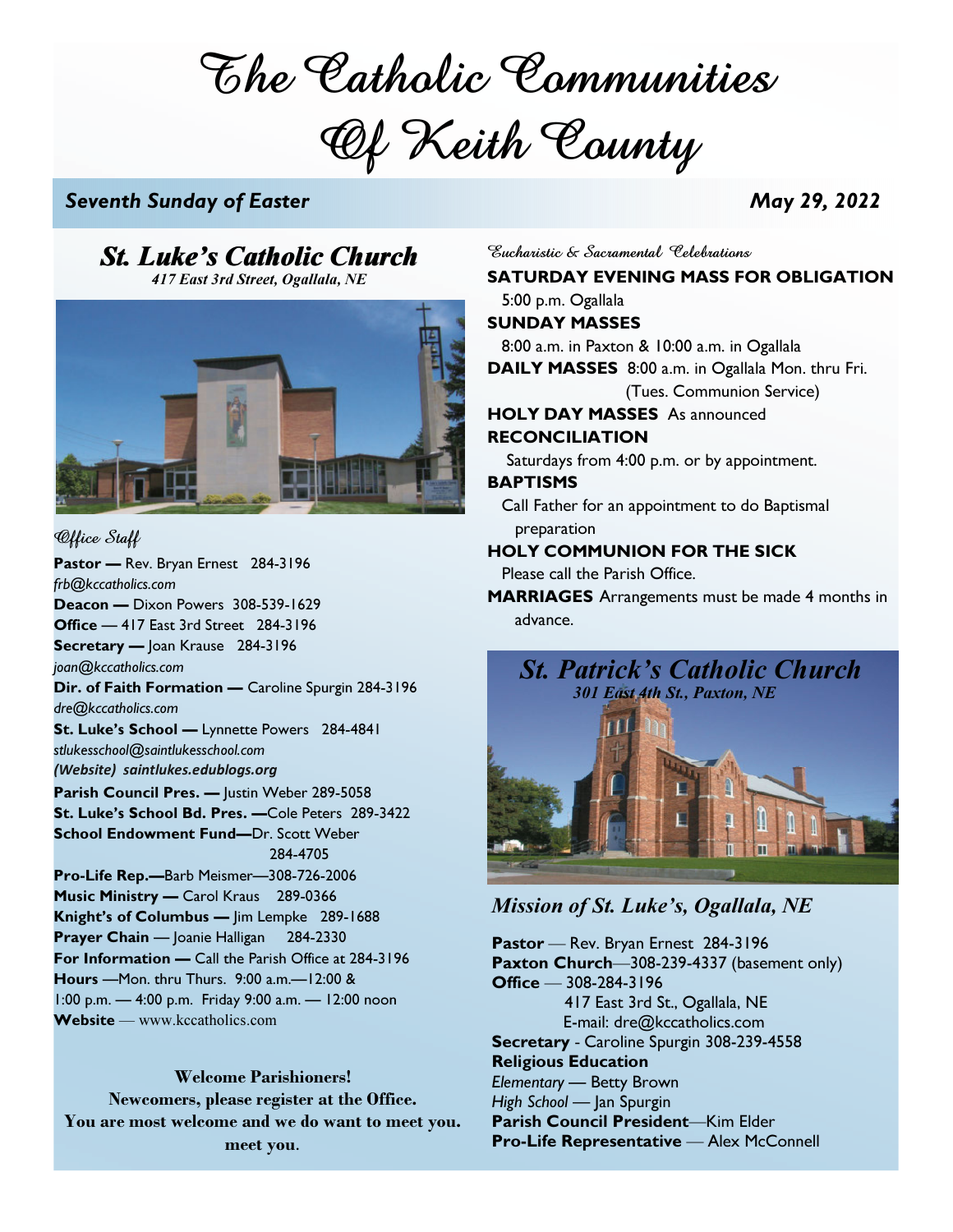# The Catholic Communities Of Keith County

***Seventh Sunday of Easter*** ***May 29, 2022***

## *St. Luke's Catholic Church*

*417 East 3rd Street, Ogallala, NE*

### Office Staff

**Pastor —** Rev. Bryan Ernest 284-3196
*frb@kccatholics.com*
**Deacon —** Dixon Powers 308-539-1629
**Office** — 417 East 3rd Street 284-3196
**Secretary —** Joan Krause 284-3196
*joan@kccatholics.com*
**Dir. of Faith Formation —** Caroline Spurgin 284-3196
*dre@kccatholics.com*
**St. Luke's School —** Lynnette Powers 284-4841
*stlukesschool@saintlukesschool.com*
***(Website) saintlukes.edublogs.org***
**Parish Council Pres. —** Justin Weber 289-5058
**St. Luke's School Bd. Pres. —**Cole Peters 289-3422
**School Endowment Fund—**Dr. Scott Weber 284-4705
**Pro-Life Rep.—**Barb Meismer—308-726-2006
**Music Ministry —** Carol Kraus 289-0366
**Knight's of Columbus —** Jim Lempke 289-1688
**Prayer Chain** — Joanie Halligan 284-2330
**For Information —** Call the Parish Office at 284-3196
**Hours** —Mon. thru Thurs. 9:00 a.m.—12:00 & 1:00 p.m. — 4:00 p.m. Friday 9:00 a.m. — 12:00 noon
**Website** — www.kccatholics.com

**Welcome Parishioners!**
**Newcomers, please register at the Office.**
**You are most welcome and we do want to meet you. meet you.**

### Eucharistic & Sacramental Celebrations

**SATURDAY EVENING MASS FOR OBLIGATION**
5:00 p.m. Ogallala
**SUNDAY MASSES**
8:00 a.m. in Paxton & 10:00 a.m. in Ogallala
**DAILY MASSES** 8:00 a.m. in Ogallala Mon. thru Fri. (Tues. Communion Service)
**HOLY DAY MASSES** As announced
**RECONCILIATION**
Saturdays from 4:00 p.m. or by appointment.
**BAPTISMS**
Call Father for an appointment to do Baptismal preparation
**HOLY COMMUNION FOR THE SICK**
Please call the Parish Office.
**MARRIAGES** Arrangements must be made 4 months in advance.

## *St. Patrick's Catholic Church*

*301 East 4th St., Paxton, NE*

### *Mission of St. Luke's, Ogallala, NE*

**Pastor** — Rev. Bryan Ernest 284-3196
**Paxton Church**—308-239-4337 (basement only)
**Office** — 308-284-3196
417 East 3rd St., Ogallala, NE
E-mail: dre@kccatholics.com
**Secretary** - Caroline Spurgin 308-239-4558
**Religious Education**
*Elementary* — Betty Brown
*High School* — Jan Spurgin
**Parish Council President**—Kim Elder
**Pro-Life Representative** — Alex McConnell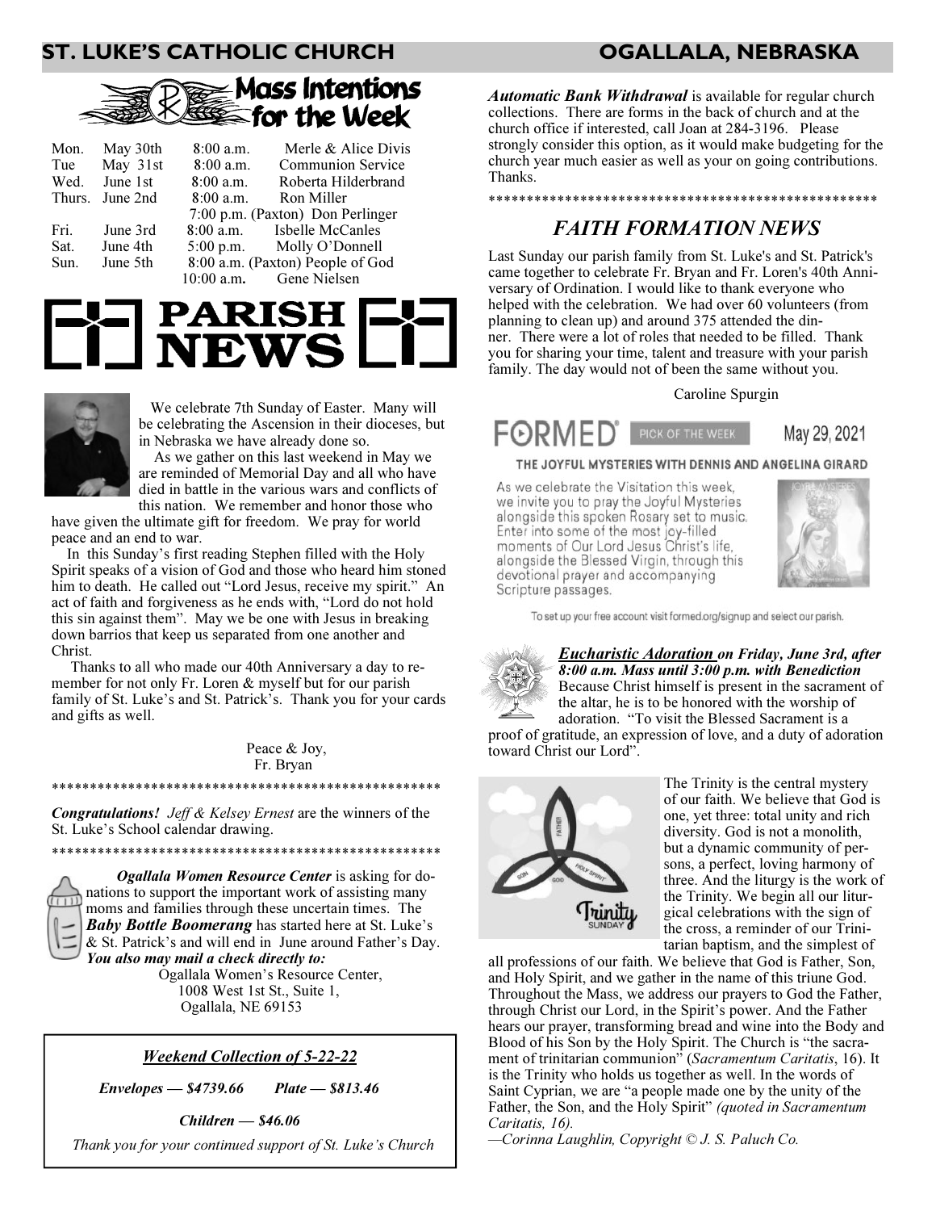# ST. LUKE'S CATHOLIC CHURCH — OGALLALA, NEBRASKA

## Mass Intentions for the Week

| | | | |
|---|---|---|---|
| Mon. | May 30th | 8:00 a.m. | Merle & Alice Divis |
| Tue | May 31st | 8:00 a.m. | Communion Service |
| Wed. | June 1st | 8:00 a.m. | Roberta Hilderbrand |
| Thurs. | June 2nd | 8:00 a.m. | Ron Miller |
| | | 7:00 p.m. (Paxton) | Don Perlinger |
| Fri. | June 3rd | 8:00 a.m. | Isbelle McCanles |
| Sat. | June 4th | 5:00 p.m. | Molly O'Donnell |
| Sun. | June 5th | 8:00 a.m. (Paxton) | People of God |
| | | 10:00 a.m. | Gene Nielsen |

## PARISH NEWS

We celebrate 7th Sunday of Easter. Many will be celebrating the Ascension in their dioceses, but in Nebraska we have already done so.

As we gather on this last weekend in May we are reminded of Memorial Day and all who have died in battle in the various wars and conflicts of this nation. We remember and honor those who have given the ultimate gift for freedom. We pray for world peace and an end to war.

In this Sunday's first reading Stephen filled with the Holy Spirit speaks of a vision of God and those who heard him stoned him to death. He called out "Lord Jesus, receive my spirit." An act of faith and forgiveness as he ends with, "Lord do not hold this sin against them". May we be one with Jesus in breaking down barrios that keep us separated from one another and Christ.

Thanks to all who made our 40th Anniversary a day to remember for not only Fr. Loren & myself but for our parish family of St. Luke's and St. Patrick's. Thank you for your cards and gifts as well.

Peace & Joy,
Fr. Bryan

****************************************************

***Congratulations!*** *Jeff & Kelsey Ernest* are the winners of the St. Luke's School calendar drawing.

****************************************************

***Ogallala Women Resource Center*** is asking for donations to support the important work of assisting many moms and families through these uncertain times. The ***Baby Bottle Boomerang*** has started here at St. Luke's & St. Patrick's and will end in June around Father's Day. ***You also may mail a check directly to:***

Ogallala Women's Resource Center,
1008 West 1st St., Suite 1,
Ogallala, NE 69153

### *Weekend Collection of 5-22-22*

***Envelopes — $4739.66 Plate — $813.46***

***Children — $46.06***

*Thank you for your continued support of St. Luke's Church*

***Automatic Bank Withdrawal*** is available for regular church collections. There are forms in the back of church and at the church office if interested, call Joan at 284-3196. Please strongly consider this option, as it would make budgeting for the church year much easier as well as your on going contributions. Thanks.

****************************************************

## *FAITH FORMATION NEWS*

Last Sunday our parish family from St. Luke's and St. Patrick's came together to celebrate Fr. Bryan and Fr. Loren's 40th Anniversary of Ordination. I would like to thank everyone who helped with the celebration. We had over 60 volunteers (from planning to clean up) and around 375 attended the dinner. There were a lot of roles that needed to be filled. Thank you for sharing your time, talent and treasure with your parish family. The day would not of been the same without you.

Caroline Spurgin

**FORMED** PICK OF THE WEEK — May 29, 2021

**THE JOYFUL MYSTERIES WITH DENNIS AND ANGELINA GIRARD**

As we celebrate the Visitation this week, we invite you to pray the Joyful Mysteries alongside this spoken Rosary set to music. Enter into some of the most joy-filled moments of Our Lord Jesus Christ's life, alongside the Blessed Virgin, through this devotional prayer and accompanying Scripture passages.

To set up your free account visit formed.org/signup and select our parish.

***Eucharistic Adoration** on Friday, June 3rd, after 8:00 a.m. Mass until 3:00 p.m. with Benediction*

Because Christ himself is present in the sacrament of the altar, he is to be honored with the worship of adoration. "To visit the Blessed Sacrament is a proof of gratitude, an expression of love, and a duty of adoration toward Christ our Lord".

The Trinity is the central mystery of our faith. We believe that God is one, yet three: total unity and rich diversity. God is not a monolith, but a dynamic community of persons, a perfect, loving harmony of three. And the liturgy is the work of the Trinity. We begin all our liturgical celebrations with the sign of the cross, a reminder of our Trinitarian baptism, and the simplest of all professions of our faith. We believe that God is Father, Son, and Holy Spirit, and we gather in the name of this triune God. Throughout the Mass, we address our prayers to God the Father, through Christ our Lord, in the Spirit's power. And the Father hears our prayer, transforming bread and wine into the Body and Blood of his Son by the Holy Spirit. The Church is "the sacrament of trinitarian communion" (*Sacramentum Caritatis*, 16). It is the Trinity who holds us together as well. In the words of Saint Cyprian, we are "a people made one by the unity of the Father, the Son, and the Holy Spirit" *(quoted in Sacramentum Caritatis, 16).*

*—Corinna Laughlin, Copyright © J. S. Paluch Co.*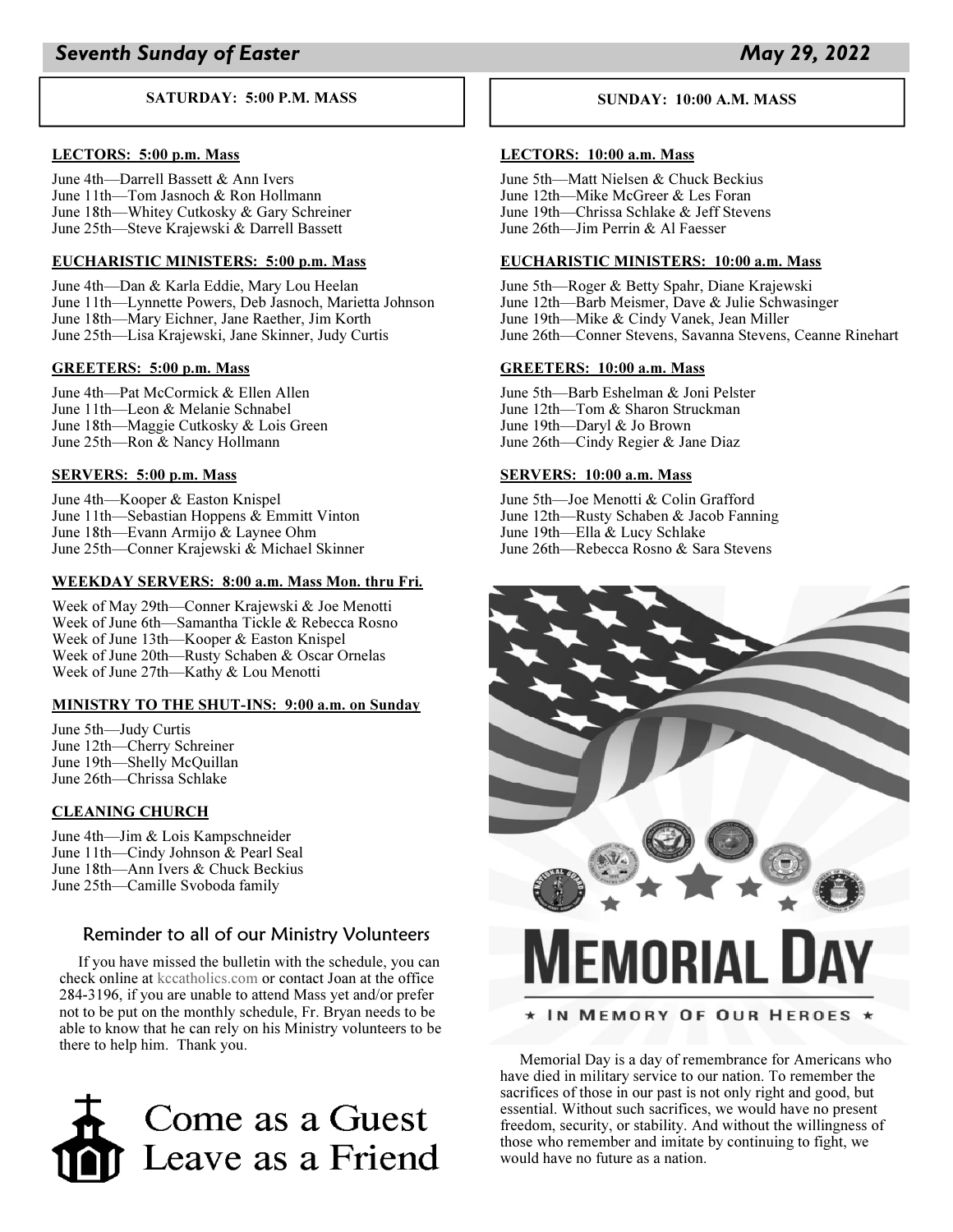## *Seventh Sunday of Easter* — *May 29, 2022*

### SATURDAY: 5:00 P.M. MASS

**LECTORS: 5:00 p.m. Mass**

June 4th—Darrell Bassett & Ann Ivers
June 11th—Tom Jasnoch & Ron Hollmann
June 18th—Whitey Cutkosky & Gary Schreiner
June 25th—Steve Krajewski & Darrell Bassett

**EUCHARISTIC MINISTERS: 5:00 p.m. Mass**

June 4th—Dan & Karla Eddie, Mary Lou Heelan
June 11th—Lynnette Powers, Deb Jasnoch, Marietta Johnson
June 18th—Mary Eichner, Jane Raether, Jim Korth
June 25th—Lisa Krajewski, Jane Skinner, Judy Curtis

**GREETERS: 5:00 p.m. Mass**

June 4th—Pat McCormick & Ellen Allen
June 11th—Leon & Melanie Schnabel
June 18th—Maggie Cutkosky & Lois Green
June 25th—Ron & Nancy Hollmann

**SERVERS: 5:00 p.m. Mass**

June 4th—Kooper & Easton Knispel
June 11th—Sebastian Hoppens & Emmitt Vinton
June 18th—Evann Armijo & Laynee Ohm
June 25th—Conner Krajewski & Michael Skinner

**WEEKDAY SERVERS: 8:00 a.m. Mass Mon. thru Fri.**

Week of May 29th—Conner Krajewski & Joe Menotti
Week of June 6th—Samantha Tickle & Rebecca Rosno
Week of June 13th—Kooper & Easton Knispel
Week of June 20th—Rusty Schaben & Oscar Ornelas
Week of June 27th—Kathy & Lou Menotti

**MINISTRY TO THE SHUT-INS: 9:00 a.m. on Sunday**

June 5th—Judy Curtis
June 12th—Cherry Schreiner
June 19th—Shelly McQuillan
June 26th—Chrissa Schlake

**CLEANING CHURCH**

June 4th—Jim & Lois Kampschneider
June 11th—Cindy Johnson & Pearl Seal
June 18th—Ann Ivers & Chuck Beckius
June 25th—Camille Svoboda family

### Reminder to all of our Ministry Volunteers

If you have missed the bulletin with the schedule, you can check online at kccatholics.com or contact Joan at the office 284-3196, if you are unable to attend Mass yet and/or prefer not to be put on the monthly schedule, Fr. Bryan needs to be able to know that he can rely on his Ministry volunteers to be there to help him. Thank you.

Come as a Guest
Leave as a Friend

### SUNDAY: 10:00 A.M. MASS

**LECTORS: 10:00 a.m. Mass**

June 5th—Matt Nielsen & Chuck Beckius
June 12th—Mike McGreer & Les Foran
June 19th—Chrissa Schlake & Jeff Stevens
June 26th—Jim Perrin & Al Faesser

**EUCHARISTIC MINISTERS: 10:00 a.m. Mass**

June 5th—Roger & Betty Spahr, Diane Krajewski
June 12th—Barb Meismer, Dave & Julie Schwasinger
June 19th—Mike & Cindy Vanek, Jean Miller
June 26th—Conner Stevens, Savanna Stevens, Ceanne Rinehart

**GREETERS: 10:00 a.m. Mass**

June 5th—Barb Eshelman & Joni Pelster
June 12th—Tom & Sharon Struckman
June 19th—Daryl & Jo Brown
June 26th—Cindy Regier & Jane Diaz

**SERVERS: 10:00 a.m. Mass**

June 5th—Joe Menotti & Colin Grafford
June 12th—Rusty Schaben & Jacob Fanning
June 19th—Ella & Lucy Schlake
June 26th—Rebecca Rosno & Sara Stevens

## MEMORIAL DAY

★ IN MEMORY OF OUR HEROES ★

Memorial Day is a day of remembrance for Americans who have died in military service to our nation. To remember the sacrifices of those in our past is not only right and good, but essential. Without such sacrifices, we would have no present freedom, security, or stability. And without the willingness of those who remember and imitate by continuing to fight, we would have no future as a nation.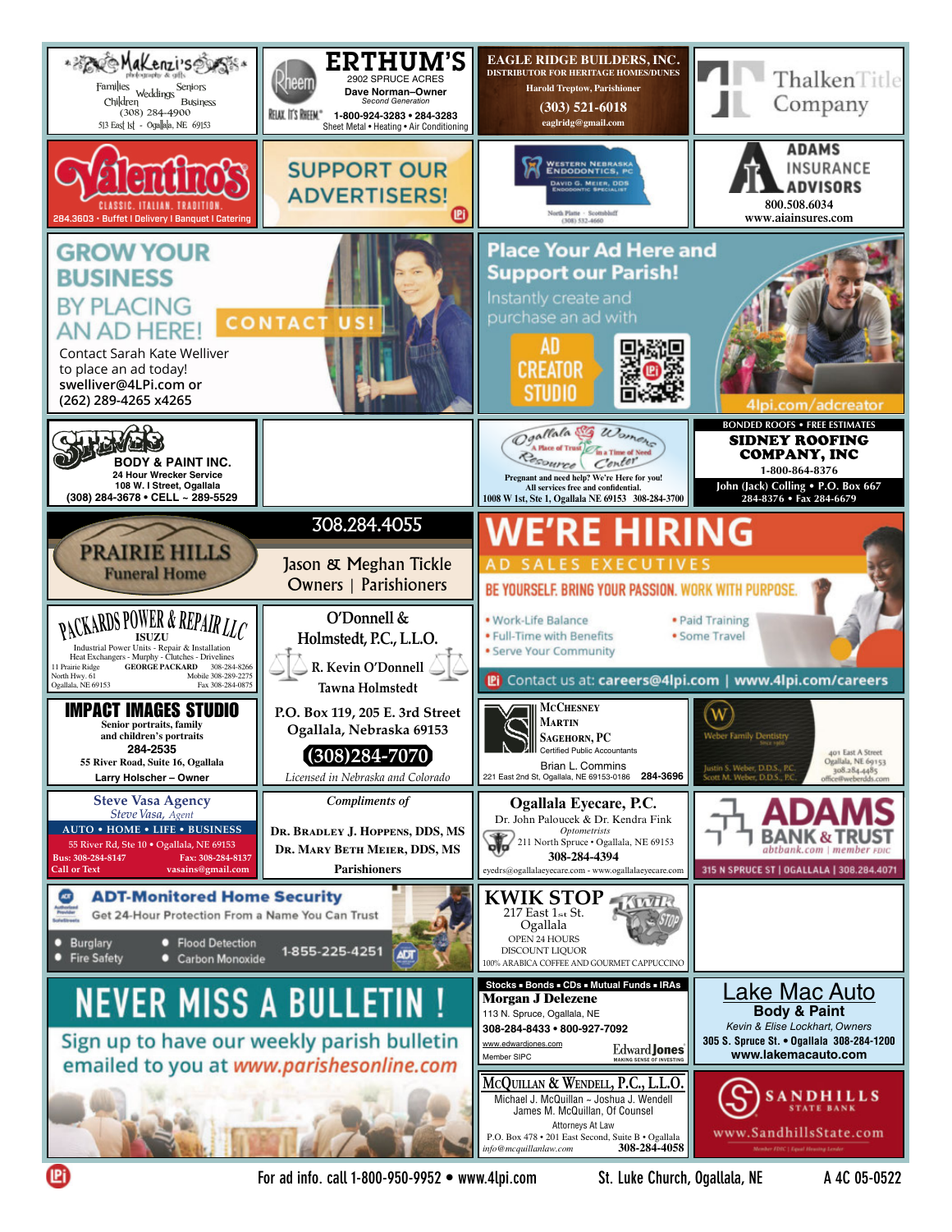MaKenzi's photography & gifts
Families · Weddings · Seniors · Children · Business
(308) 284-4900
513 East 1st - Ogallala, NE 69153

**ERTHUM'S**
2902 SPRUCE ACRES
Dave Norman–Owner
*Second Generation*
Rheem — RELAX. IT'S RHEEM.
1-800-924-3283 • 284-3283
Sheet Metal • Heating • Air Conditioning

**EAGLE RIDGE BUILDERS, INC.**
DISTRIBUTOR FOR HERITAGE HOMES/DUNES
Harold Treptow, Parishioner
(303) 521-6018
eaglridg@gmail.com

Thalken Title Company

**Valentino's**
CLASSIC. ITALIAN. TRADITION.
284.3603 • Buffet | Delivery | Banquet | Catering

SUPPORT OUR ADVERTISERS!

WESTERN NEBRASKA ENDODONTICS, PC
DAVID G. MEIER, DDS
ENDODONTIC SPECIALIST
North Platte · Scottsbluff
(308) 532-4660

ADAMS INSURANCE ADVISORS
800.508.6034
www.aiainsures.com

GROW YOUR BUSINESS BY PLACING AN AD HERE!
CONTACT US!
Contact Sarah Kate Welliver to place an ad today!
swelliver@4LPi.com or
(262) 289-4265 x4265

Place Your Ad Here and Support our Parish!
Instantly create and purchase an ad with
AD CREATOR STUDIO
4lpi.com/adcreator

**STEVE'S BODY & PAINT INC.**
24 Hour Wrecker Service
108 W. I Street, Ogallala
(308) 284-3678 • CELL ~ 289-5529

Ogallala Women's Resource Center
A Place of Trust in a Time of Need
Pregnant and need help? We're Here for you!
All services free and confidential.
1008 W 1st, Ste 1, Ogallala NE 69153 308-284-3700

BONDED ROOFS • FREE ESTIMATES
**SIDNEY ROOFING COMPANY, INC**
1-800-864-8376
John (Jack) Colling • P.O. Box 667
284-8376 • Fax 284-6679

PRAIRIE HILLS Funeral Home
308.284.4055
Jason & Meghan Tickle
Owners | Parishioners

# WE'RE HIRING
AD SALES EXECUTIVES
BE YOURSELF. BRING YOUR PASSION. WORK WITH PURPOSE.
- Work-Life Balance
- Full-Time with Benefits
- Serve Your Community
- Paid Training
- Some Travel

Contact us at: **careers@4lpi.com** | **www.4lpi.com/careers**

**PACKARDS POWER & REPAIR LLC**
ISUZU
Industrial Power Units - Repair & Installation
Heat Exchangers - Murphy - Clutches - Drivelines
11 Prairie Ridge · North Hwy. 61 · Ogallala, NE 69153
GEORGE PACKARD 308-284-8266 · Mobile 308-289-2275 · Fax 308-284-0875

O'Donnell & Holmstedt, P.C., L.L.O.
R. Kevin O'Donnell
Tawna Holmstedt
P.O. Box 119, 205 E. 3rd Street
Ogallala, Nebraska 69153
(308)284-7070
*Licensed in Nebraska and Colorado*

**IMPACT IMAGES STUDIO**
Senior portraits, family and children's portraits
284-2535
55 River Road, Suite 16, Ogallala
Larry Holscher – Owner

McChesney Martin Sagehorn, PC
Certified Public Accountants
Brian L. Commins
221 East 2nd St, Ogallala, NE 69153-0186 284-3696

Weber Family Dentistry
Justin S. Weber, D.D.S., P.C.
Scott M. Weber, D.D.S., P.C.
401 East A Street
Ogallala, NE 69153
308.284.4485
office@weberdds.com

Steve Vasa Agency
*Steve Vasa, Agent*
AUTO • HOME • LIFE • BUSINESS
55 River Rd, Ste 10 • Ogallala, NE 69153
Bus: 308-284-8147 · Fax: 308-284-8137
Call or Text · vasains@gmail.com

*Compliments of*
Dr. Bradley J. Hoppens, DDS, MS
Dr. Mary Beth Meier, DDS, MS
Parishioners

Ogallala Eyecare, P.C.
Dr. John Paloucek & Dr. Kendra Fink
*Optometrists*
211 North Spruce • Ogallala, NE 69153
308-284-4394
eyedrs@ogallalaeyecare.com - www.ogallalaeyecare.com

ADAMS BANK & TRUST
abtbank.com | member FDIC
315 N SPRUCE ST | OGALLALA | 308.284.4071

ADT-Monitored Home Security
Get 24-Hour Protection From a Name You Can Trust
- Burglary
- Fire Safety
- Flood Detection
- Carbon Monoxide

1-855-225-4251

KWIK STOP
217 East 1st St.
Ogallala
OPEN 24 HOURS
DISCOUNT LIQUOR
100% ARABICA COFFEE AND GOURMET CAPPUCCINO

NEVER MISS A BULLETIN!
Sign up to have our weekly parish bulletin emailed to you at www.parishesonline.com

Stocks • Bonds • CDs • Mutual Funds • IRAs
**Morgan J Delezene**
113 N. Spruce, Ogallala, NE
308-284-8433 • 800-927-7092
www.edwardjones.com
Member SIPC
Edward Jones — MAKING SENSE OF INVESTING

Lake Mac Auto
Body & Paint
*Kevin & Elise Lockhart, Owners*
305 S. Spruce St. • Ogallala 308-284-1200
www.lakemacauto.com

McQuillan & Wendell, P.C., L.L.O.
Michael J. McQuillan ~ Joshua J. Wendell
James M. McQuillan, Of Counsel
Attorneys At Law
P.O. Box 478 • 201 East Second, Suite B • Ogallala
*info@mcquillanlaw.com* 308-284-4058

SANDHILLS STATE BANK
www.SandhillsState.com
Member FDIC | Equal Housing Lender

For ad info. call 1-800-950-9952 • www.4lpi.com · St. Luke Church, Ogallala, NE · A 4C 05-0522